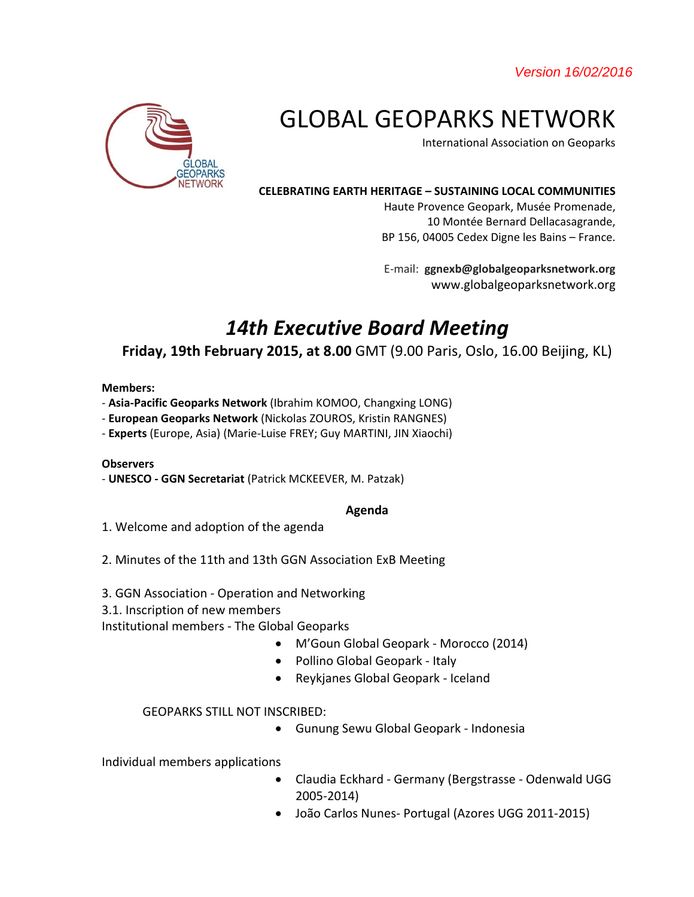*Version 16/02/2016*

GLOBAL GEOPARKS NETWORK

# GLOBAL GEOPARKS NETWORK

International Association on Geoparks

**CELEBRATING EARTH HERITAGE – SUSTAINING LOCAL COMMUNITIES**

Haute Provence Geopark, Musée Promenade,
10 Montée Bernard Dellacasagrande,
BP 156, 04005 Cedex Digne les Bains – France.

E-mail: **ggnexb@globalgeoparksnetwork.org**
www.globalgeoparksnetwork.org

## *14th Executive Board Meeting*

**Friday, 19th February 2015, at 8.00** GMT (9.00 Paris, Oslo, 16.00 Beijing, KL)

**Members:**

- **Asia-Pacific Geoparks Network** (Ibrahim KOMOO, Changxing LONG)
- **European Geoparks Network** (Nickolas ZOUROS, Kristin RANGNES)
- **Experts** (Europe, Asia) (Marie-Luise FREY; Guy MARTINI, JIN Xiaochi)

**Observers**

- **UNESCO - GGN Secretariat** (Patrick MCKEEVER, M. Patzak)

**Agenda**

1. Welcome and adoption of the agenda

2. Minutes of the 11th and 13th GGN Association ExB Meeting

3. GGN Association - Operation and Networking

3.1. Inscription of new members

Institutional members - The Global Geoparks

- M'Goun Global Geopark - Morocco (2014)
- Pollino Global Geopark - Italy
- Reykjanes Global Geopark - Iceland

GEOPARKS STILL NOT INSCRIBED:

- Gunung Sewu Global Geopark - Indonesia

Individual members applications

- Claudia Eckhard - Germany (Bergstrasse - Odenwald UGG 2005-2014)
- João Carlos Nunes- Portugal (Azores UGG 2011-2015)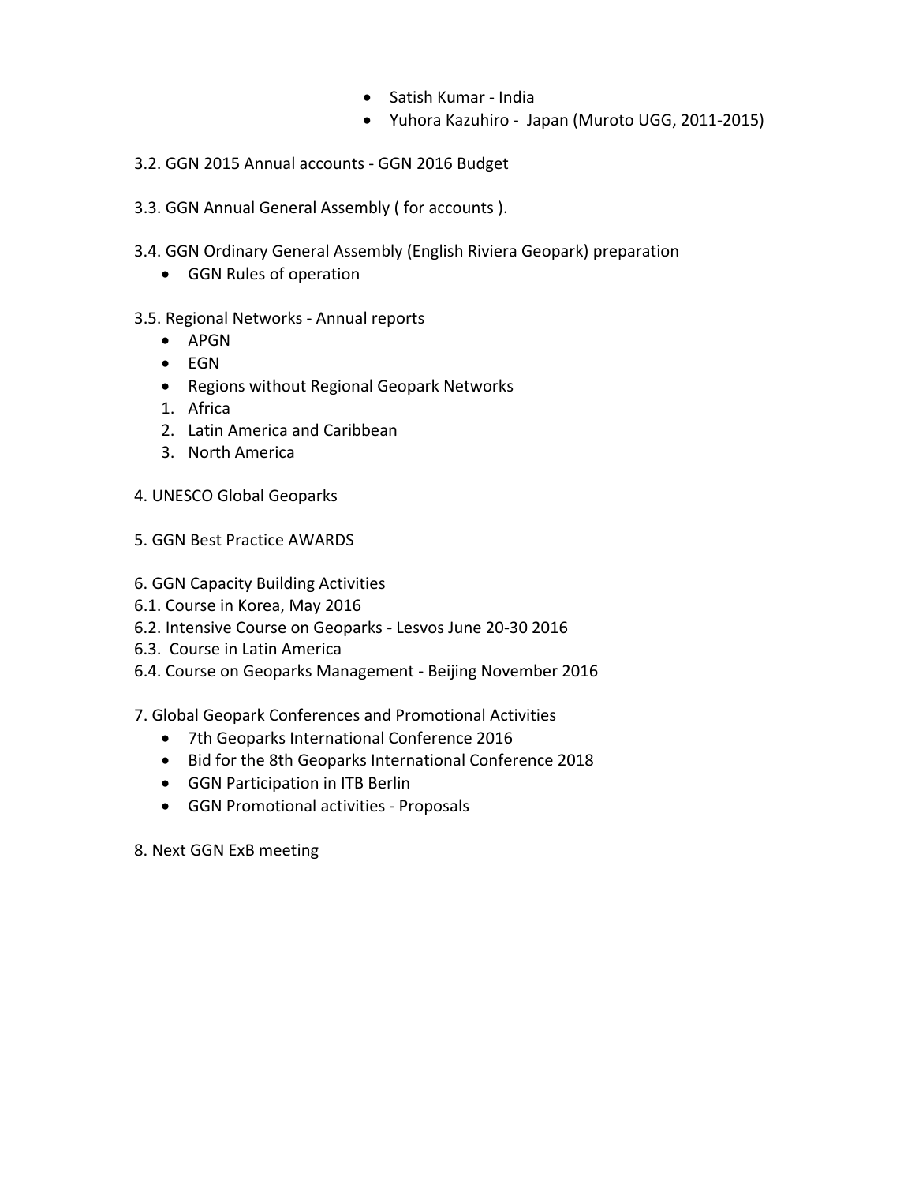- Satish Kumar - India
- Yuhora Kazuhiro - Japan (Muroto UGG, 2011-2015)

3.2. GGN 2015 Annual accounts - GGN 2016 Budget

3.3. GGN Annual General Assembly ( for accounts ).

3.4. GGN Ordinary General Assembly (English Riviera Geopark) preparation

- GGN Rules of operation

3.5. Regional Networks - Annual reports

- APGN
- EGN
- Regions without Regional Geopark Networks

1. Africa
2. Latin America and Caribbean
3. North America

4. UNESCO Global Geoparks

5. GGN Best Practice AWARDS

6. GGN Capacity Building Activities
6.1. Course in Korea, May 2016
6.2. Intensive Course on Geoparks - Lesvos June 20-30 2016
6.3. Course in Latin America
6.4. Course on Geoparks Management - Beijing November 2016

7. Global Geopark Conferences and Promotional Activities

- 7th Geoparks International Conference 2016
- Bid for the 8th Geoparks International Conference 2018
- GGN Participation in ITB Berlin
- GGN Promotional activities - Proposals

8. Next GGN ExB meeting